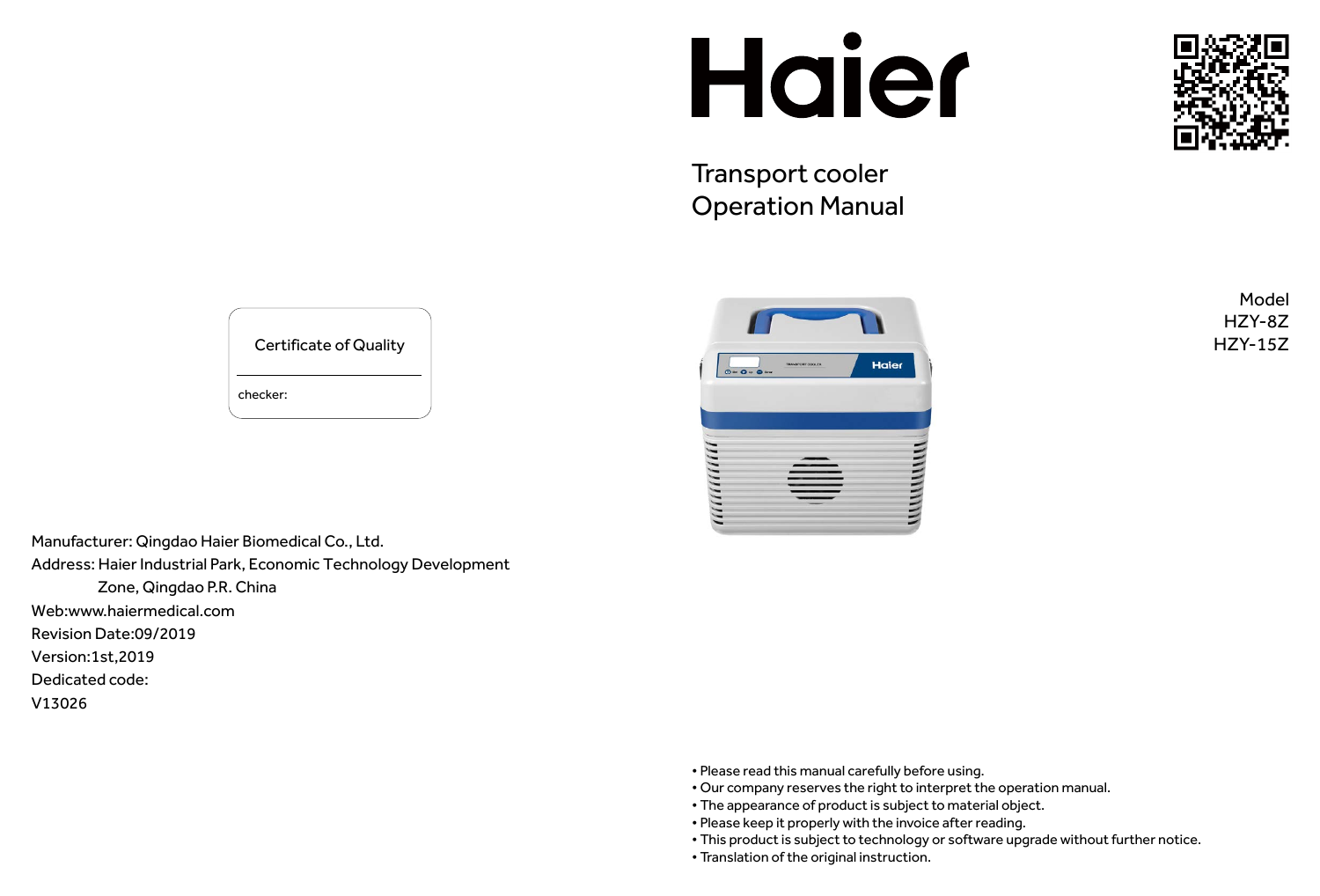# Haier

## Transport cooler
## Operation Manual

Model
HZY-8Z
HZY-15Z

Certificate of Quality

checker:

Manufacturer: Qingdao Haier Biomedical Co., Ltd.
Address: Haier Industrial Park, Economic Technology Development Zone, Qingdao P.R. China
Web:www.haiermedical.com
Revision Date:09/2019
Version:1st,2019
Dedicated code:
V13026

- Please read this manual carefully before using.
- Our company reserves the right to interpret the operation manual.
- The appearance of product is subject to material object.
- Please keep it properly with the invoice after reading.
- This product is subject to technology or software upgrade without further notice.
- Translation of the original instruction.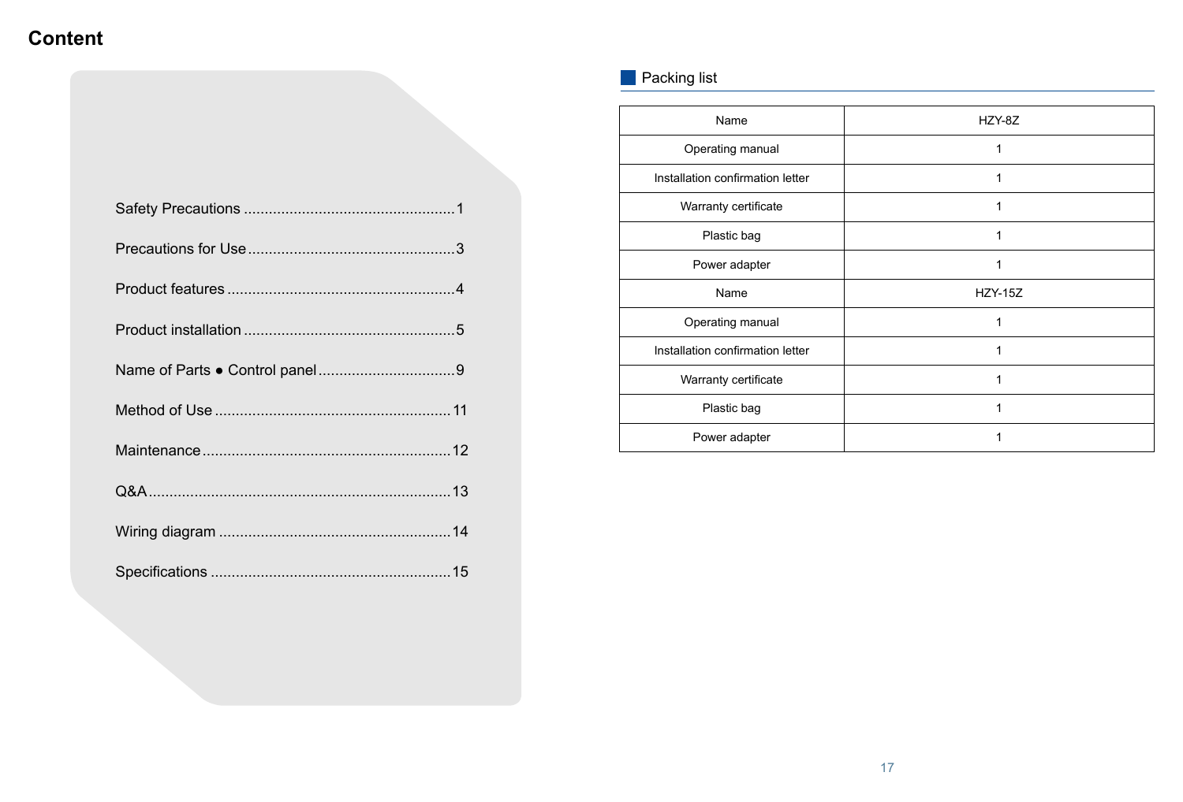# Content

Safety Precautions ..................................................1

Precautions for Use..................................................3

Product features ......................................................4

Product installation ..................................................5

Name of Parts ● Control panel ................................9

Method of Use ........................................................11

Maintenance...........................................................12

Q&A.......................................................................13

Wiring diagram .......................................................14

Specifications .........................................................15

## Packing list

| Name | HZY-8Z |
| --- | --- |
| Operating manual | 1 |
| Installation confirmation letter | 1 |
| Warranty certificate | 1 |
| Plastic bag | 1 |
| Power adapter | 1 |
| Name | HZY-15Z |
| Operating manual | 1 |
| Installation confirmation letter | 1 |
| Warranty certificate | 1 |
| Plastic bag | 1 |
| Power adapter | 1 |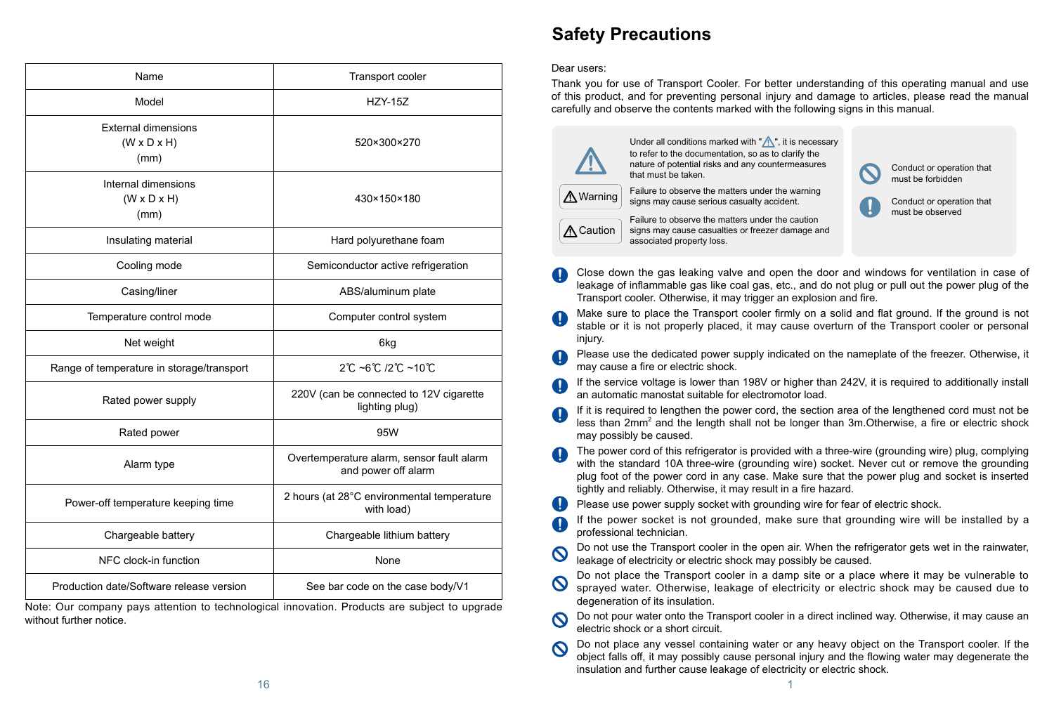| Name | Transport cooler |
|---|---|
| Model | HZY-15Z |
| External dimensions (W x D x H) (mm) | 520×300×270 |
| Internal dimensions (W x D x H) (mm) | 430×150×180 |
| Insulating material | Hard polyurethane foam |
| Cooling mode | Semiconductor active refrigeration |
| Casing/liner | ABS/aluminum plate |
| Temperature control mode | Computer control system |
| Net weight | 6kg |
| Range of temperature in storage/transport | 2℃ ~6℃ /2℃ ~10℃ |
| Rated power supply | 220V (can be connected to 12V cigarette lighting plug) |
| Rated power | 95W |
| Alarm type | Overtemperature alarm, sensor fault alarm and power off alarm |
| Power-off temperature keeping time | 2 hours (at 28°C environmental temperature with load) |
| Chargeable battery | Chargeable lithium battery |
| NFC clock-in function | None |
| Production date/Software release version | See bar code on the case body/V1 |

Note: Our company pays attention to technological innovation. Products are subject to upgrade without further notice.

# Safety Precautions

Dear users:

Thank you for use of Transport Cooler. For better understanding of this operating manual and use of this product, and for preventing personal injury and damage to articles, please read the manual carefully and observe the contents marked with the following signs in this manual.

Under all conditions marked with "⚠", it is necessary to refer to the documentation, so as to clarify the nature of potential risks and any countermeasures that must be taken.

⚠ Warning — Failure to observe the matters under the warning signs may cause serious casualty accident.

⚠ Caution — Failure to observe the matters under the caution signs may cause casualties or freezer damage and associated property loss.

Conduct or operation that must be forbidden

Conduct or operation that must be observed

- Close down the gas leaking valve and open the door and windows for ventilation in case of leakage of inflammable gas like coal gas, etc., and do not plug or pull out the power plug of the Transport cooler. Otherwise, it may trigger an explosion and fire.
- Make sure to place the Transport cooler firmly on a solid and flat ground. If the ground is not stable or it is not properly placed, it may cause overturn of the Transport cooler or personal injury.
- Please use the dedicated power supply indicated on the nameplate of the freezer. Otherwise, it may cause a fire or electric shock.
- If the service voltage is lower than 198V or higher than 242V, it is required to additionally install an automatic manostat suitable for electromotor load.
- If it is required to lengthen the power cord, the section area of the lengthened cord must not be less than $2mm^2$ and the length shall not be longer than 3m.Otherwise, a fire or electric shock may possibly be caused.
- The power cord of this refrigerator is provided with a three-wire (grounding wire) plug, complying with the standard 10A three-wire (grounding wire) socket. Never cut or remove the grounding plug foot of the power cord in any case. Make sure that the power plug and socket is inserted tightly and reliably. Otherwise, it may result in a fire hazard.
- Please use power supply socket with grounding wire for fear of electric shock.
- If the power socket is not grounded, make sure that grounding wire will be installed by a professional technician.
- Do not use the Transport cooler in the open air. When the refrigerator gets wet in the rainwater, leakage of electricity or electric shock may possibly be caused.
- Do not place the Transport cooler in a damp site or a place where it may be vulnerable to sprayed water. Otherwise, leakage of electricity or electric shock may be caused due to degeneration of its insulation.
- Do not pour water onto the Transport cooler in a direct inclined way. Otherwise, it may cause an electric shock or a short circuit.
- Do not place any vessel containing water or any heavy object on the Transport cooler. If the object falls off, it may possibly cause personal injury and the flowing water may degenerate the insulation and further cause leakage of electricity or electric shock.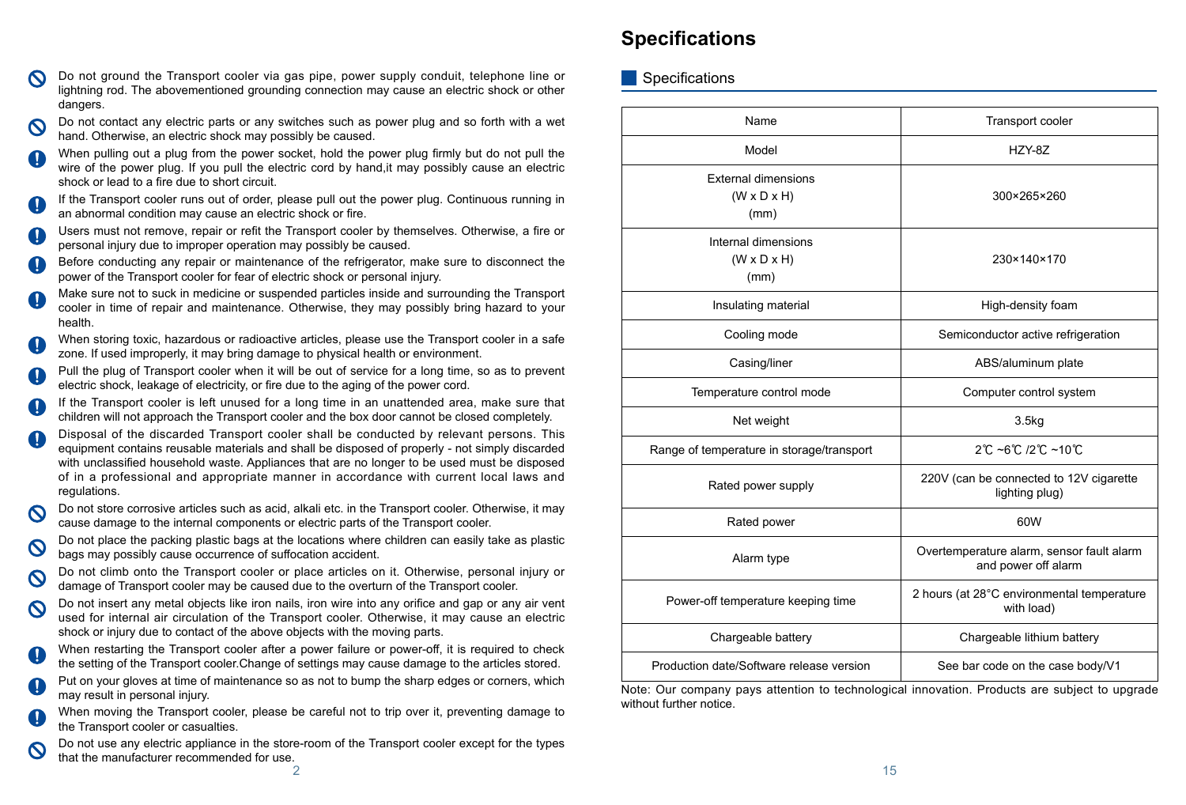- Do not ground the Transport cooler via gas pipe, power supply conduit, telephone line or lightning rod. The abovementioned grounding connection may cause an electric shock or other dangers.
- Do not contact any electric parts or any switches such as power plug and so forth with a wet hand. Otherwise, an electric shock may possibly be caused.
- When pulling out a plug from the power socket, hold the power plug firmly but do not pull the wire of the power plug. If you pull the electric cord by hand,it may possibly cause an electric shock or lead to a fire due to short circuit.
- If the Transport cooler runs out of order, please pull out the power plug. Continuous running in an abnormal condition may cause an electric shock or fire.
- Users must not remove, repair or refit the Transport cooler by themselves. Otherwise, a fire or personal injury due to improper operation may possibly be caused.
- Before conducting any repair or maintenance of the refrigerator, make sure to disconnect the power of the Transport cooler for fear of electric shock or personal injury.
- Make sure not to suck in medicine or suspended particles inside and surrounding the Transport cooler in time of repair and maintenance. Otherwise, they may possibly bring hazard to your health.
- When storing toxic, hazardous or radioactive articles, please use the Transport cooler in a safe zone. If used improperly, it may bring damage to physical health or environment.
- Pull the plug of Transport cooler when it will be out of service for a long time, so as to prevent electric shock, leakage of electricity, or fire due to the aging of the power cord.
- If the Transport cooler is left unused for a long time in an unattended area, make sure that children will not approach the Transport cooler and the box door cannot be closed completely.
- Disposal of the discarded Transport cooler shall be conducted by relevant persons. This equipment contains reusable materials and shall be disposed of properly - not simply discarded with unclassified household waste. Appliances that are no longer to be used must be disposed of in a professional and appropriate manner in accordance with current local laws and regulations.
- Do not store corrosive articles such as acid, alkali etc. in the Transport cooler. Otherwise, it may cause damage to the internal components or electric parts of the Transport cooler.
- Do not place the packing plastic bags at the locations where children can easily take as plastic bags may possibly cause occurrence of suffocation accident.
- Do not climb onto the Transport cooler or place articles on it. Otherwise, personal injury or damage of Transport cooler may be caused due to the overturn of the Transport cooler.
- Do not insert any metal objects like iron nails, iron wire into any orifice and gap or any air vent used for internal air circulation of the Transport cooler. Otherwise, it may cause an electric shock or injury due to contact of the above objects with the moving parts.
- When restarting the Transport cooler after a power failure or power-off, it is required to check the setting of the Transport cooler.Change of settings may cause damage to the articles stored.
- Put on your gloves at time of maintenance so as not to bump the sharp edges or corners, which may result in personal injury.
- When moving the Transport cooler, please be careful not to trip over it, preventing damage to the Transport cooler or casualties.
- Do not use any electric appliance in the store-room of the Transport cooler except for the types that the manufacturer recommended for use.

# Specifications

## Specifications

| Name | Transport cooler |
|---|---|
| Model | HZY-8Z |
| External dimensions (W x D x H) (mm) | 300×265×260 |
| Internal dimensions (W x D x H) (mm) | 230×140×170 |
| Insulating material | High-density foam |
| Cooling mode | Semiconductor active refrigeration |
| Casing/liner | ABS/aluminum plate |
| Temperature control mode | Computer control system |
| Net weight | 3.5kg |
| Range of temperature in storage/transport | 2℃ ~6℃ /2℃ ~10℃ |
| Rated power supply | 220V (can be connected to 12V cigarette lighting plug) |
| Rated power | 60W |
| Alarm type | Overtemperature alarm, sensor fault alarm and power off alarm |
| Power-off temperature keeping time | 2 hours (at 28°C environmental temperature with load) |
| Chargeable battery | Chargeable lithium battery |
| Production date/Software release version | See bar code on the case body/V1 |

Note: Our company pays attention to technological innovation. Products are subject to upgrade without further notice.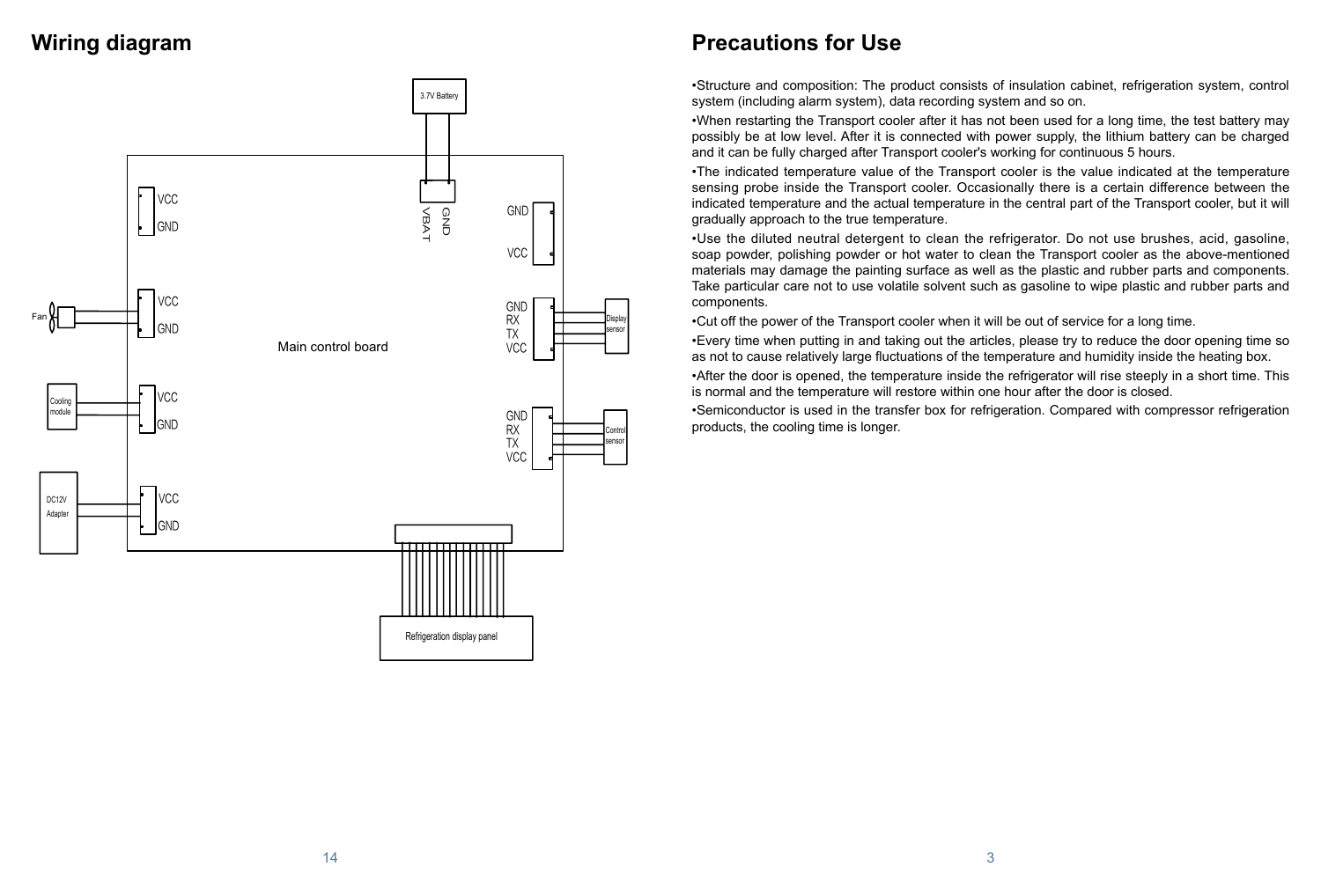## Wiring diagram

3.7V Battery

GND
VBAT

VCC
GND

GND
VCC

Fan

VCC
GND

Main control board

GND
RX
TX
VCC

Display sensor

Cooling module

VCC
GND

GND
RX
TX
VCC

Control sensor

DC12V Adapter

VCC
GND

Refrigeration display panel

## Precautions for Use

- Structure and composition: The product consists of insulation cabinet, refrigeration system, control system (including alarm system), data recording system and so on.
- When restarting the Transport cooler after it has not been used for a long time, the test battery may possibly be at low level. After it is connected with power supply, the lithium battery can be charged and it can be fully charged after Transport cooler's working for continuous 5 hours.
- The indicated temperature value of the Transport cooler is the value indicated at the temperature sensing probe inside the Transport cooler. Occasionally there is a certain difference between the indicated temperature and the actual temperature in the central part of the Transport cooler, but it will gradually approach to the true temperature.
- Use the diluted neutral detergent to clean the refrigerator. Do not use brushes, acid, gasoline, soap powder, polishing powder or hot water to clean the Transport cooler as the above-mentioned materials may damage the painting surface as well as the plastic and rubber parts and components. Take particular care not to use volatile solvent such as gasoline to wipe plastic and rubber parts and components.
- Cut off the power of the Transport cooler when it will be out of service for a long time.
- Every time when putting in and taking out the articles, please try to reduce the door opening time so as not to cause relatively large fluctuations of the temperature and humidity inside the heating box.
- After the door is opened, the temperature inside the refrigerator will rise steeply in a short time. This is normal and the temperature will restore within one hour after the door is closed.
- Semiconductor is used in the transfer box for refrigeration. Compared with compressor refrigeration products, the cooling time is longer.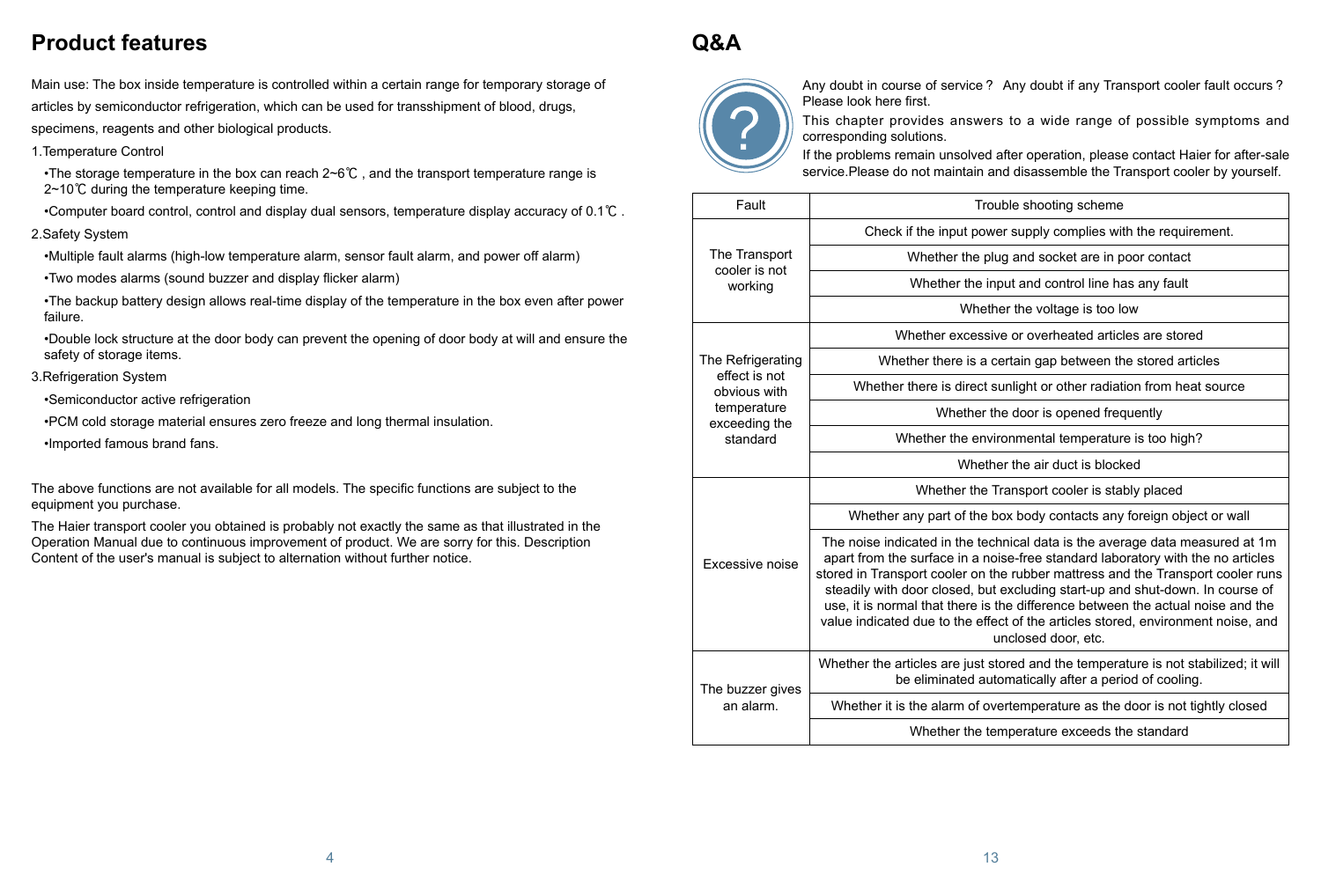## Product features

Main use: The box inside temperature is controlled within a certain range for temporary storage of articles by semiconductor refrigeration, which can be used for transshipment of blood, drugs, specimens, reagents and other biological products.

1.Temperature Control

- •The storage temperature in the box can reach 2~6℃ , and the transport temperature range is 2~10℃ during the temperature keeping time.
- •Computer board control, control and display dual sensors, temperature display accuracy of 0.1℃ .

2.Safety System

- •Multiple fault alarms (high-low temperature alarm, sensor fault alarm, and power off alarm)
- •Two modes alarms (sound buzzer and display flicker alarm)
- •The backup battery design allows real-time display of the temperature in the box even after power failure.
- •Double lock structure at the door body can prevent the opening of door body at will and ensure the safety of storage items.

3.Refrigeration System

- •Semiconductor active refrigeration
- •PCM cold storage material ensures zero freeze and long thermal insulation.
- •Imported famous brand fans.

The above functions are not available for all models. The specific functions are subject to the equipment you purchase.

The Haier transport cooler you obtained is probably not exactly the same as that illustrated in the Operation Manual due to continuous improvement of product. We are sorry for this. Description Content of the user's manual is subject to alternation without further notice.

## Q&A

Any doubt in course of service？ Any doubt if any Transport cooler fault occurs？ Please look here first.

This chapter provides answers to a wide range of possible symptoms and corresponding solutions.

If the problems remain unsolved after operation, please contact Haier for after-sale service.Please do not maintain and disassemble the Transport cooler by yourself.

| Fault | Trouble shooting scheme |
|---|---|
| The Transport cooler is not working | Check if the input power supply complies with the requirement. |
| | Whether the plug and socket are in poor contact |
| | Whether the input and control line has any fault |
| | Whether the voltage is too low |
| The Refrigerating effect is not obvious with temperature exceeding the standard | Whether excessive or overheated articles are stored |
| | Whether there is a certain gap between the stored articles |
| | Whether there is direct sunlight or other radiation from heat source |
| | Whether the door is opened frequently |
| | Whether the environmental temperature is too high? |
| | Whether the air duct is blocked |
| Excessive noise | Whether the Transport cooler is stably placed |
| | Whether any part of the box body contacts any foreign object or wall |
| | The noise indicated in the technical data is the average data measured at 1m apart from the surface in a noise-free standard laboratory with the no articles stored in Transport cooler on the rubber mattress and the Transport cooler runs steadily with door closed, but excluding start-up and shut-down. In course of use, it is normal that there is the difference between the actual noise and the value indicated due to the effect of the articles stored, environment noise, and unclosed door, etc. |
| The buzzer gives an alarm. | Whether the articles are just stored and the temperature is not stabilized; it will be eliminated automatically after a period of cooling. |
| | Whether it is the alarm of overtemperature as the door is not tightly closed |
| | Whether the temperature exceeds the standard |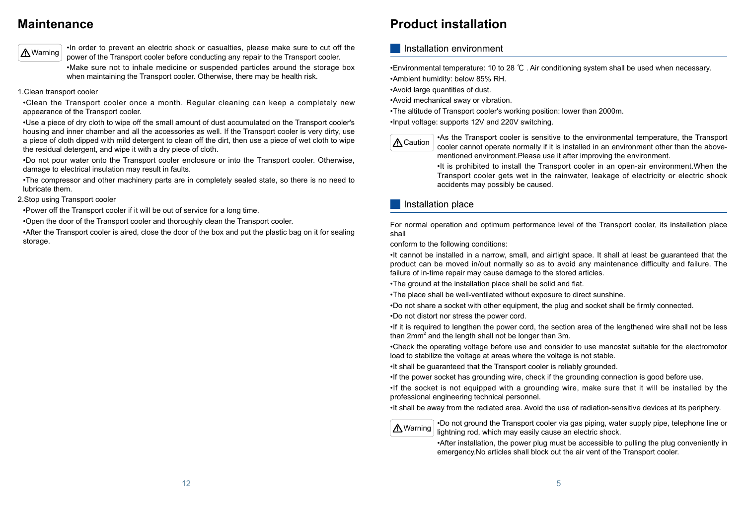# Maintenance

⚠Warning

•In order to prevent an electric shock or casualties, please make sure to cut off the power of the Transport cooler before conducting any repair to the Transport cooler.

•Make sure not to inhale medicine or suspended particles around the storage box when maintaining the Transport cooler. Otherwise, there may be health risk.

1.Clean transport cooler

•Clean the Transport cooler once a month. Regular cleaning can keep a completely new appearance of the Transport cooler.

•Use a piece of dry cloth to wipe off the small amount of dust accumulated on the Transport cooler's housing and inner chamber and all the accessories as well. If the Transport cooler is very dirty, use a piece of cloth dipped with mild detergent to clean off the dirt, then use a piece of wet cloth to wipe the residual detergent, and wipe it with a dry piece of cloth.

•Do not pour water onto the Transport cooler enclosure or into the Transport cooler. Otherwise, damage to electrical insulation may result in faults.

•The compressor and other machinery parts are in completely sealed state, so there is no need to lubricate them.

2.Stop using Transport cooler

•Power off the Transport cooler if it will be out of service for a long time.

•Open the door of the Transport cooler and thoroughly clean the Transport cooler.

•After the Transport cooler is aired, close the door of the box and put the plastic bag on it for sealing storage.

# Product installation

## Installation environment

•Environmental temperature: 10 to 28 ℃ . Air conditioning system shall be used when necessary.

•Ambient humidity: below 85% RH.

•Avoid large quantities of dust.

•Avoid mechanical sway or vibration.

•The altitude of Transport cooler's working position: lower than 2000m.

•Input voltage: supports 12V and 220V switching.

⚠Caution

•As the Transport cooler is sensitive to the environmental temperature, the Transport cooler cannot operate normally if it is installed in an environment other than the above-mentioned environment.Please use it after improving the environment.

•It is prohibited to install the Transport cooler in an open-air environment.When the Transport cooler gets wet in the rainwater, leakage of electricity or electric shock accidents may possibly be caused.

## Installation place

For normal operation and optimum performance level of the Transport cooler, its installation place shall

conform to the following conditions:

•It cannot be installed in a narrow, small, and airtight space. It shall at least be guaranteed that the product can be moved in/out normally so as to avoid any maintenance difficulty and failure. The failure of in-time repair may cause damage to the stored articles.

•The ground at the installation place shall be solid and flat.

•The place shall be well-ventilated without exposure to direct sunshine.

•Do not share a socket with other equipment, the plug and socket shall be firmly connected.

•Do not distort nor stress the power cord.

•If it is required to lengthen the power cord, the section area of the lengthened wire shall not be less than $2mm^2$ and the length shall not be longer than 3m.

•Check the operating voltage before use and consider to use manostat suitable for the electromotor load to stabilize the voltage at areas where the voltage is not stable.

•It shall be guaranteed that the Transport cooler is reliably grounded.

•If the power socket has grounding wire, check if the grounding connection is good before use.

•If the socket is not equipped with a grounding wire, make sure that it will be installed by the professional engineering technical personnel.

•It shall be away from the radiated area. Avoid the use of radiation-sensitive devices at its periphery.

⚠Warning

•Do not ground the Transport cooler via gas piping, water supply pipe, telephone line or lightning rod, which may easily cause an electric shock.

•After installation, the power plug must be accessible to pulling the plug conveniently in emergency.No articles shall block out the air vent of the Transport cooler.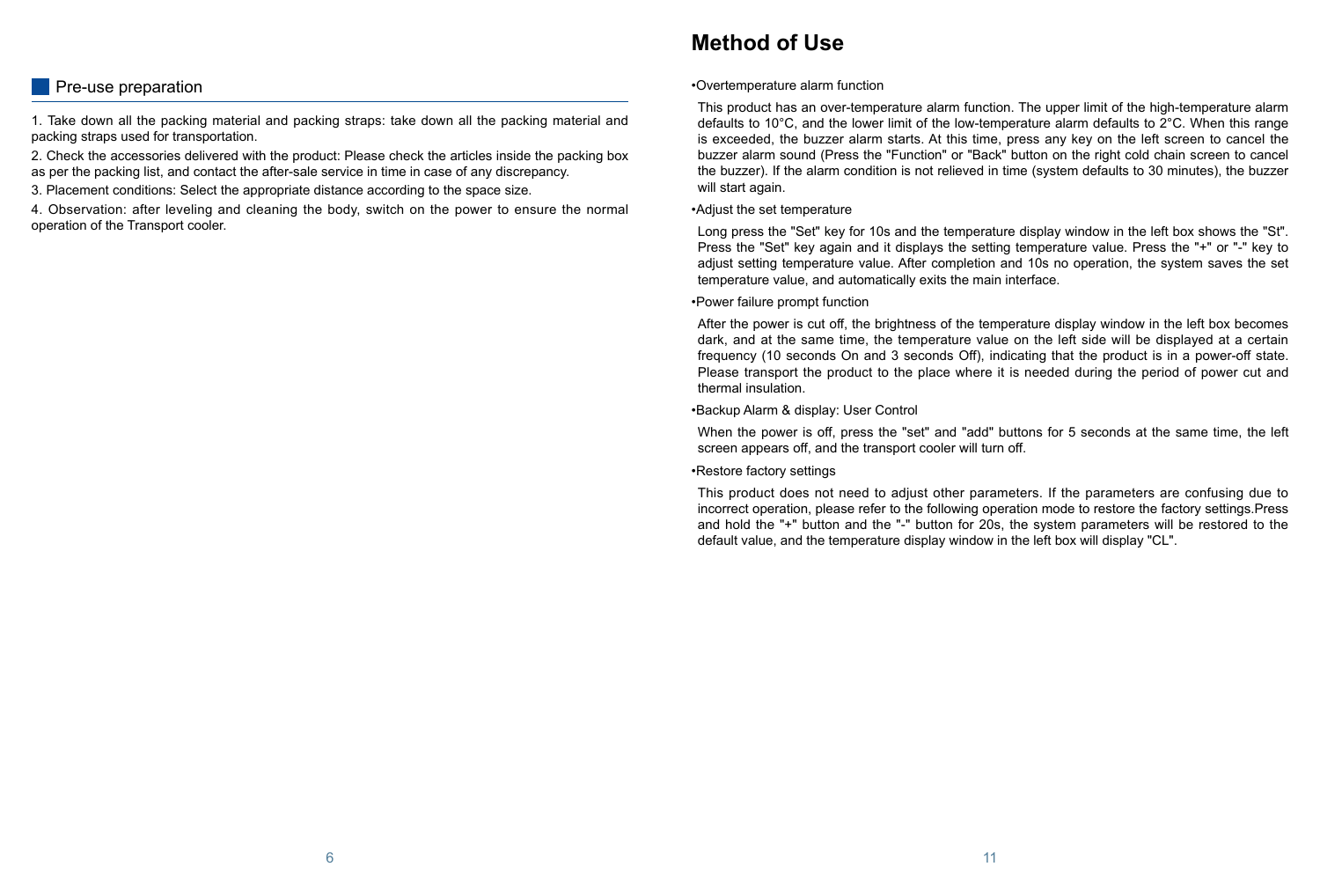## Pre-use preparation

1. Take down all the packing material and packing straps: take down all the packing material and packing straps used for transportation.
2. Check the accessories delivered with the product: Please check the articles inside the packing box as per the packing list, and contact the after-sale service in time in case of any discrepancy.
3. Placement conditions: Select the appropriate distance according to the space size.
4. Observation: after leveling and cleaning the body, switch on the power to ensure the normal operation of the Transport cooler.

# Method of Use

•Overtemperature alarm function

This product has an over-temperature alarm function. The upper limit of the high-temperature alarm defaults to 10°C, and the lower limit of the low-temperature alarm defaults to 2°C. When this range is exceeded, the buzzer alarm starts. At this time, press any key on the left screen to cancel the buzzer alarm sound (Press the "Function" or "Back" button on the right cold chain screen to cancel the buzzer). If the alarm condition is not relieved in time (system defaults to 30 minutes), the buzzer will start again.

•Adjust the set temperature

Long press the "Set" key for 10s and the temperature display window in the left box shows the "St". Press the "Set" key again and it displays the setting temperature value. Press the "+" or "-" key to adjust setting temperature value. After completion and 10s no operation, the system saves the set temperature value, and automatically exits the main interface.

•Power failure prompt function

After the power is cut off, the brightness of the temperature display window in the left box becomes dark, and at the same time, the temperature value on the left side will be displayed at a certain frequency (10 seconds On and 3 seconds Off), indicating that the product is in a power-off state. Please transport the product to the place where it is needed during the period of power cut and thermal insulation.

•Backup Alarm & display: User Control

When the power is off, press the "set" and "add" buttons for 5 seconds at the same time, the left screen appears off, and the transport cooler will turn off.

•Restore factory settings

This product does not need to adjust other parameters. If the parameters are confusing due to incorrect operation, please refer to the following operation mode to restore the factory settings.Press and hold the "+" button and the "-" button for 20s, the system parameters will be restored to the default value, and the temperature display window in the left box will display "CL".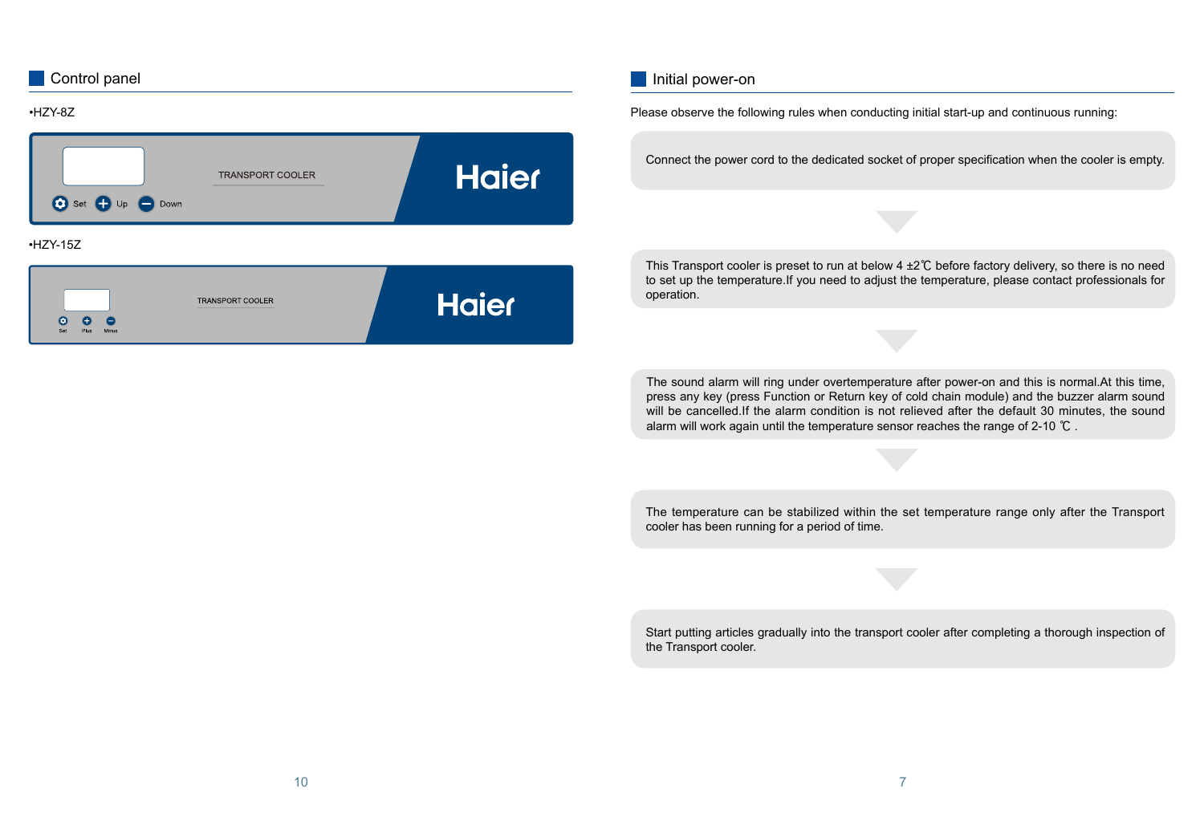## Control panel

•HZY-8Z

TRANSPORT COOLER

Haier

Set Up Down

•HZY-15Z

TRANSPORT COOLER

Haier

Set Plus Minus

## Initial power-on

Please observe the following rules when conducting initial start-up and continuous running:

Connect the power cord to the dedicated socket of proper specification when the cooler is empty.

This Transport cooler is preset to run at below 4 ±2℃ before factory delivery, so there is no need to set up the temperature.If you need to adjust the temperature, please contact professionals for operation.

The sound alarm will ring under overtemperature after power-on and this is normal.At this time, press any key (press Function or Return key of cold chain module) and the buzzer alarm sound will be cancelled.If the alarm condition is not relieved after the default 30 minutes, the sound alarm will work again until the temperature sensor reaches the range of 2-10 ℃ .

The temperature can be stabilized within the set temperature range only after the Transport cooler has been running for a period of time.

Start putting articles gradually into the transport cooler after completing a thorough inspection of the Transport cooler.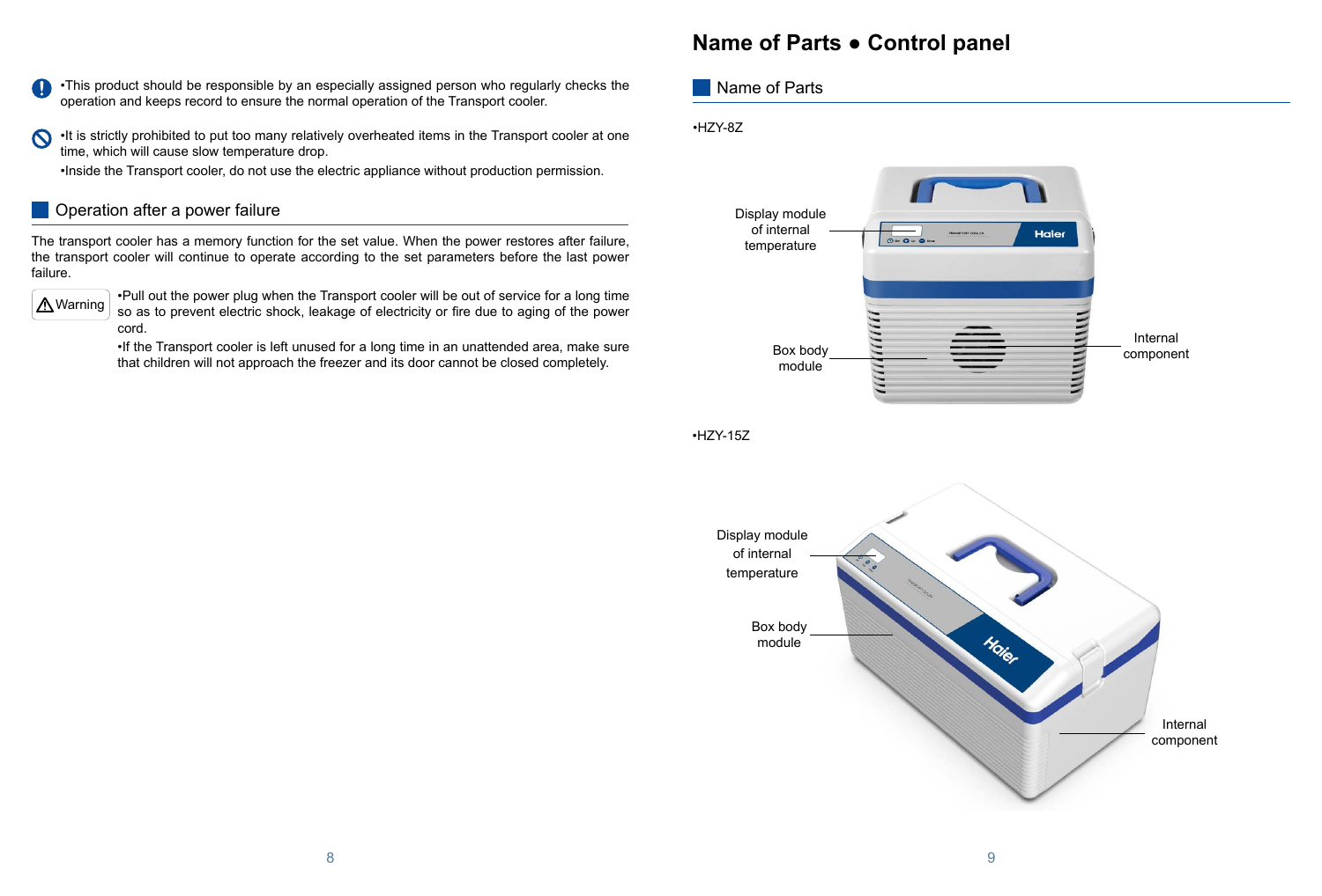•This product should be responsible by an especially assigned person who regularly checks the operation and keeps record to ensure the normal operation of the Transport cooler.

•It is strictly prohibited to put too many relatively overheated items in the Transport cooler at one time, which will cause slow temperature drop.

•Inside the Transport cooler, do not use the electric appliance without production permission.

## Operation after a power failure

The transport cooler has a memory function for the set value. When the power restores after failure, the transport cooler will continue to operate according to the set parameters before the last power failure.

⚠ Warning

•Pull out the power plug when the Transport cooler will be out of service for a long time so as to prevent electric shock, leakage of electricity or fire due to aging of the power cord.

•If the Transport cooler is left unused for a long time in an unattended area, make sure that children will not approach the freezer and its door cannot be closed completely.

# Name of Parts ● Control panel

## Name of Parts

•HZY-8Z

Display module of internal temperature

Box body module

Internal component

•HZY-15Z

Display module of internal temperature

Box body module

Internal component